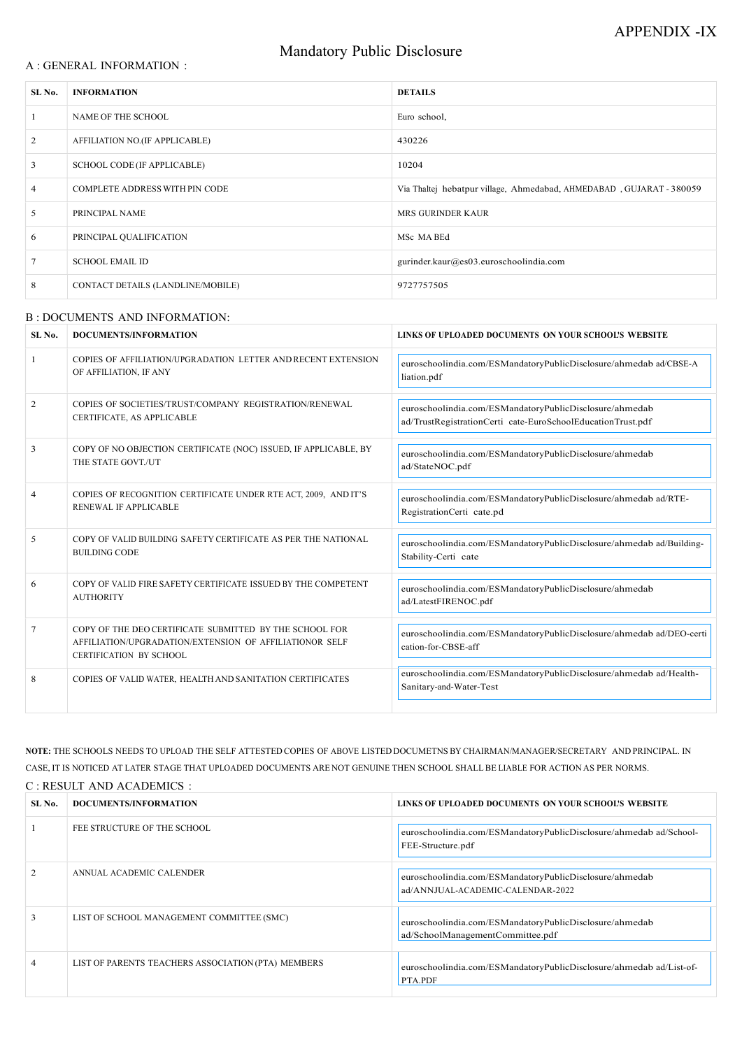APPENDIX -IX

# Mandatory Public Disclosure

## A : GENERAL INFORMATION :

| SL No. | INFORMATION | DETAILS |
|---|---|---|
| 1 | NAME OF THE SCHOOL | Euro school, |
| 2 | AFFILIATION NO.(IF APPLICABLE) | 430226 |
| 3 | SCHOOL CODE (IF APPLICABLE) | 10204 |
| 4 | COMPLETE ADDRESS WITH PIN CODE | Via Thaltej hebatpur village, Ahmedabad, AHMEDABAD , GUJARAT - 380059 |
| 5 | PRINCIPAL NAME | MRS GURINDER KAUR |
| 6 | PRINCIPAL QUALIFICATION | MSc MA BEd |
| 7 | SCHOOL EMAIL ID | gurinder.kaur@es03.euroschoolindia.com |
| 8 | CONTACT DETAILS (LANDLINE/MOBILE) | 9727757505 |

## B : DOCUMENTS AND INFORMATION:

| SL No. | DOCUMENTS/INFORMATION | LINKS OF UPLOADED DOCUMENTS ON YOUR SCHOOL'S WEBSITE |
|---|---|---|
| 1 | COPIES OF AFFILIATION/UPGRADATION LETTER AND RECENT EXTENSION OF AFFILIATION, IF ANY | euroschoolindia.com/ESMandatoryPublicDisclosure/ahmedab ad/CBSE-A liation.pdf |
| 2 | COPIES OF SOCIETIES/TRUST/COMPANY REGISTRATION/RENEWAL CERTIFICATE, AS APPLICABLE | euroschoolindia.com/ESMandatoryPublicDisclosure/ahmedab ad/TrustRegistrationCerti cate-EuroSchoolEducationTrust.pdf |
| 3 | COPY OF NO OBJECTION CERTIFICATE (NOC) ISSUED, IF APPLICABLE, BY THE STATE GOVT./UT | euroschoolindia.com/ESMandatoryPublicDisclosure/ahmedab ad/StateNOC.pdf |
| 4 | COPIES OF RECOGNITION CERTIFICATE UNDER RTE ACT, 2009, AND IT'S RENEWAL IF APPLICABLE | euroschoolindia.com/ESMandatoryPublicDisclosure/ahmedab ad/RTE-RegistrationCerti cate.pd |
| 5 | COPY OF VALID BUILDING SAFETY CERTIFICATE AS PER THE NATIONAL BUILDING CODE | euroschoolindia.com/ESMandatoryPublicDisclosure/ahmedab ad/Building-Stability-Certi cate |
| 6 | COPY OF VALID FIRE SAFETY CERTIFICATE ISSUED BY THE COMPETENT AUTHORITY | euroschoolindia.com/ESMandatoryPublicDisclosure/ahmedab ad/LatestFIRENOC.pdf |
| 7 | COPY OF THE DEO CERTIFICATE SUBMITTED BY THE SCHOOL FOR AFFILIATION/UPGRADATION/EXTENSION OF AFFILIATIONOR SELF CERTIFICATION BY SCHOOL | euroschoolindia.com/ESMandatoryPublicDisclosure/ahmedab ad/DEO-certi cation-for-CBSE-aff |
| 8 | COPIES OF VALID WATER, HEALTH AND SANITATION CERTIFICATES | euroschoolindia.com/ESMandatoryPublicDisclosure/ahmedab ad/Health-Sanitary-and-Water-Test |

**NOTE:** THE SCHOOLS NEEDS TO UPLOAD THE SELF ATTESTED COPIES OF ABOVE LISTED DOCUMETNS BY CHAIRMAN/MANAGER/SECRETARY AND PRINCIPAL. IN CASE, IT IS NOTICED AT LATER STAGE THAT UPLOADED DOCUMENTS ARE NOT GENUINE THEN SCHOOL SHALL BE LIABLE FOR ACTION AS PER NORMS.

## C : RESULT AND ACADEMICS :

| SL No. | DOCUMENTS/INFORMATION | LINKS OF UPLOADED DOCUMENTS ON YOUR SCHOOL'S WEBSITE |
|---|---|---|
| 1 | FEE STRUCTURE OF THE SCHOOL | euroschoolindia.com/ESMandatoryPublicDisclosure/ahmedab ad/School-FEE-Structure.pdf |
| 2 | ANNUAL ACADEMIC CALENDER | euroschoolindia.com/ESMandatoryPublicDisclosure/ahmedab ad/ANNJUAL-ACADEMIC-CALENDAR-2022 |
| 3 | LIST OF SCHOOL MANAGEMENT COMMITTEE (SMC) | euroschoolindia.com/ESMandatoryPublicDisclosure/ahmedab ad/SchoolManagementCommittee.pdf |
| 4 | LIST OF PARENTS TEACHERS ASSOCIATION (PTA) MEMBERS | euroschoolindia.com/ESMandatoryPublicDisclosure/ahmedab ad/List-of-PTA.PDF |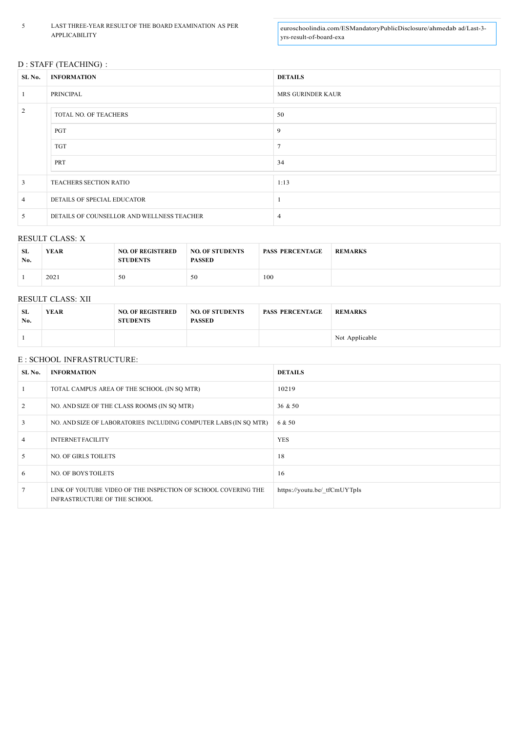| | | |
|---|---|---|
| 5 | LAST THREE-YEAR RESULT OF THE BOARD EXAMINATION AS PER APPLICABILITY | euroschoolindia.com/ESMandatoryPublicDisclosure/ahmedab ad/Last-3-yrs-result-of-board-exa |

## D : STAFF (TEACHING) :

| SL No. | INFORMATION | DETAILS |
|---|---|---|
| 1 | PRINCIPAL | MRS GURINDER KAUR |
| 2 | TOTAL NO. OF TEACHERS | 50 |
| | PGT | 9 |
| | TGT | 7 |
| | PRT | 34 |
| 3 | TEACHERS SECTION RATIO | 1:13 |
| 4 | DETAILS OF SPECIAL EDUCATOR | 1 |
| 5 | DETAILS OF COUNSELLOR AND WELLNESS TEACHER | 4 |

## RESULT CLASS: X

| SL No. | YEAR | NO. OF REGISTERED STUDENTS | NO. OF STUDENTS PASSED | PASS PERCENTAGE | REMARKS |
|---|---|---|---|---|---|
| 1 | 2021 | 50 | 50 | 100 | |

## RESULT CLASS: XII

| SL No. | YEAR | NO. OF REGISTERED STUDENTS | NO. OF STUDENTS PASSED | PASS PERCENTAGE | REMARKS |
|---|---|---|---|---|---|
| 1 | | | | | Not Applicable |

## E : SCHOOL INFRASTRUCTURE:

| SL No. | INFORMATION | DETAILS |
|---|---|---|
| 1 | TOTAL CAMPUS AREA OF THE SCHOOL (IN SQ MTR) | 10219 |
| 2 | NO. AND SIZE OF THE CLASS ROOMS (IN SQ MTR) | 36 & 50 |
| 3 | NO. AND SIZE OF LABORATORIES INCLUDING COMPUTER LABS (IN SQ MTR) | 6 & 50 |
| 4 | INTERNET FACILITY | YES |
| 5 | NO. OF GIRLS TOILETS | 18 |
| 6 | NO. OF BOYS TOILETS | 16 |
| 7 | LINK OF YOUTUBE VIDEO OF THE INSPECTION OF SCHOOL COVERING THE INFRASTRUCTURE OF THE SCHOOL | https://youtu.be/_tfCmUYTpls |